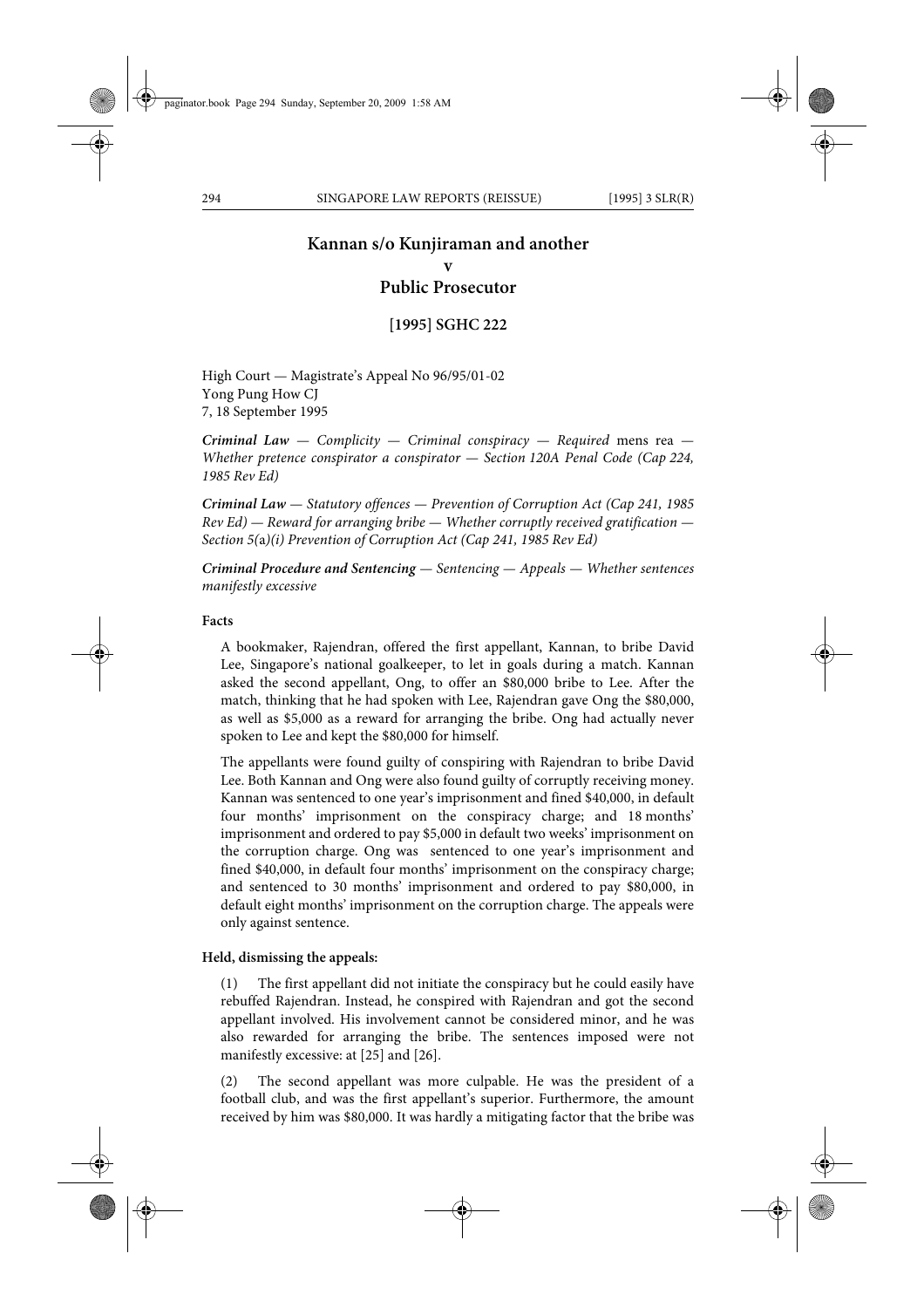# Kannan s/o Kunjiraman and another

**v**

# Public Prosecutor

**[1995] SGHC 222**

High Court — Magistrate's Appeal No 96/95/01-02
Yong Pung How CJ
7, 18 September 1995

***Criminal Law** — Complicity — Criminal conspiracy — Required* mens rea *— Whether pretence conspirator a conspirator — Section 120A Penal Code (Cap 224, 1985 Rev Ed)*

***Criminal Law** — Statutory offences — Prevention of Corruption Act (Cap 241, 1985 Rev Ed) — Reward for arranging bribe — Whether corruptly received gratification — Section 5(*a*)(i) Prevention of Corruption Act (Cap 241, 1985 Rev Ed)*

***Criminal Procedure and Sentencing** — Sentencing — Appeals — Whether sentences manifestly excessive*

**Facts**

A bookmaker, Rajendran, offered the first appellant, Kannan, to bribe David Lee, Singapore's national goalkeeper, to let in goals during a match. Kannan asked the second appellant, Ong, to offer an $80,000 bribe to Lee. After the match, thinking that he had spoken with Lee, Rajendran gave Ong the $80,000, as well as $5,000 as a reward for arranging the bribe. Ong had actually never spoken to Lee and kept the $80,000 for himself.

The appellants were found guilty of conspiring with Rajendran to bribe David Lee. Both Kannan and Ong were also found guilty of corruptly receiving money. Kannan was sentenced to one year's imprisonment and fined $40,000, in default four months' imprisonment on the conspiracy charge; and 18 months' imprisonment and ordered to pay $5,000 in default two weeks' imprisonment on the corruption charge. Ong was sentenced to one year's imprisonment and fined $40,000, in default four months' imprisonment on the conspiracy charge; and sentenced to 30 months' imprisonment and ordered to pay $80,000, in default eight months' imprisonment on the corruption charge. The appeals were only against sentence.

**Held, dismissing the appeals:**

(1) The first appellant did not initiate the conspiracy but he could easily have rebuffed Rajendran. Instead, he conspired with Rajendran and got the second appellant involved. His involvement cannot be considered minor, and he was also rewarded for arranging the bribe. The sentences imposed were not manifestly excessive: at [25] and [26].

(2) The second appellant was more culpable. He was the president of a football club, and was the first appellant's superior. Furthermore, the amount received by him was $80,000. It was hardly a mitigating factor that the bribe was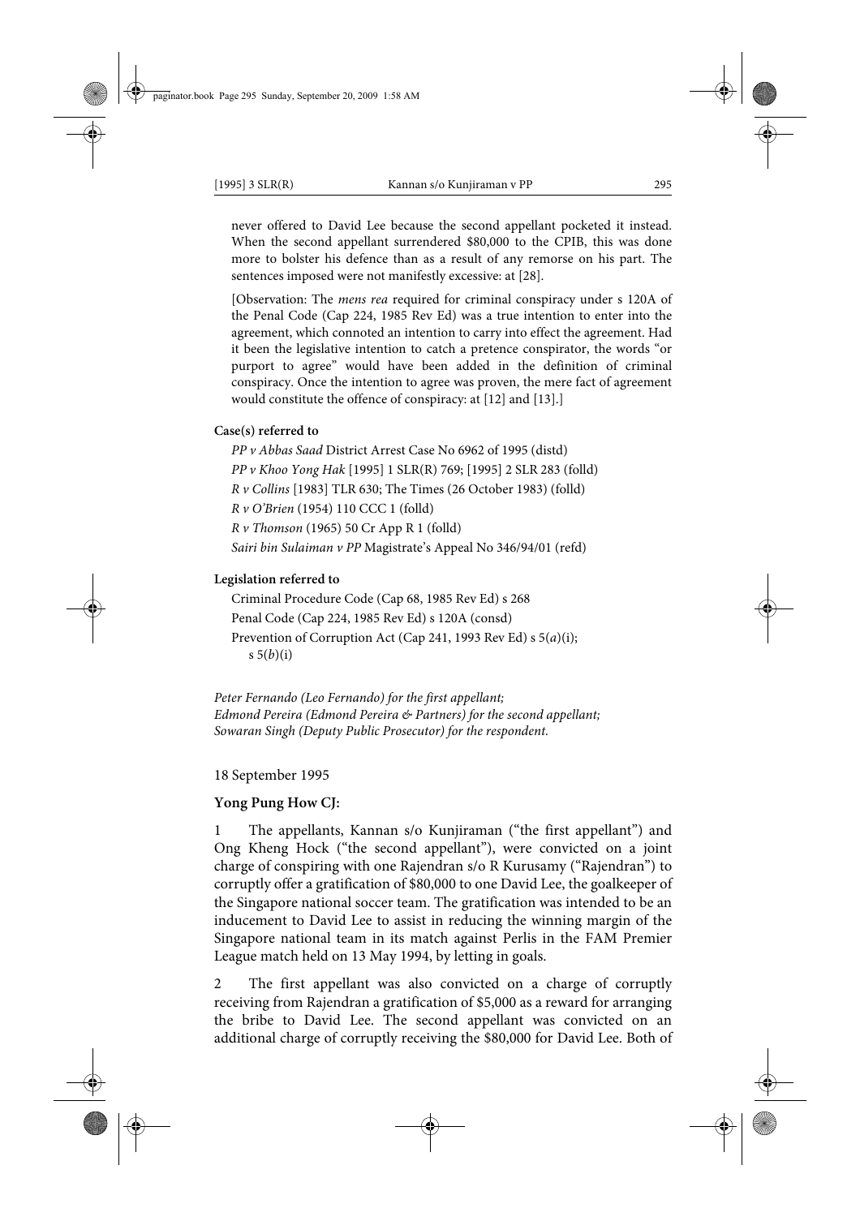never offered to David Lee because the second appellant pocketed it instead. When the second appellant surrendered $80,000 to the CPIB, this was done more to bolster his defence than as a result of any remorse on his part. The sentences imposed were not manifestly excessive: at [28].

[Observation: The *mens rea* required for criminal conspiracy under s 120A of the Penal Code (Cap 224, 1985 Rev Ed) was a true intention to enter into the agreement, which connoted an intention to carry into effect the agreement. Had it been the legislative intention to catch a pretence conspirator, the words "or purport to agree" would have been added in the definition of criminal conspiracy. Once the intention to agree was proven, the mere fact of agreement would constitute the offence of conspiracy: at [12] and [13].]

**Case(s) referred to**

*PP v Abbas Saad* District Arrest Case No 6962 of 1995 (distd)
*PP v Khoo Yong Hak* [1995] 1 SLR(R) 769; [1995] 2 SLR 283 (folld)
*R v Collins* [1983] TLR 630; The Times (26 October 1983) (folld)
*R v O'Brien* (1954) 110 CCC 1 (folld)
*R v Thomson* (1965) 50 Cr App R 1 (folld)
*Sairi bin Sulaiman v PP* Magistrate's Appeal No 346/94/01 (refd)

**Legislation referred to**

Criminal Procedure Code (Cap 68, 1985 Rev Ed) s 268
Penal Code (Cap 224, 1985 Rev Ed) s 120A (consd)
Prevention of Corruption Act (Cap 241, 1993 Rev Ed) s 5(*a*)(i); s 5(*b*)(i)

*Peter Fernando (Leo Fernando) for the first appellant;*
*Edmond Pereira (Edmond Pereira & Partners) for the second appellant;*
*Sowaran Singh (Deputy Public Prosecutor) for the respondent.*

18 September 1995

**Yong Pung How CJ:**

1 The appellants, Kannan s/o Kunjiraman ("the first appellant") and Ong Kheng Hock ("the second appellant"), were convicted on a joint charge of conspiring with one Rajendran s/o R Kurusamy ("Rajendran") to corruptly offer a gratification of $80,000 to one David Lee, the goalkeeper of the Singapore national soccer team. The gratification was intended to be an inducement to David Lee to assist in reducing the winning margin of the Singapore national team in its match against Perlis in the FAM Premier League match held on 13 May 1994, by letting in goals.

2 The first appellant was also convicted on a charge of corruptly receiving from Rajendran a gratification of $5,000 as a reward for arranging the bribe to David Lee. The second appellant was convicted on an additional charge of corruptly receiving the $80,000 for David Lee. Both of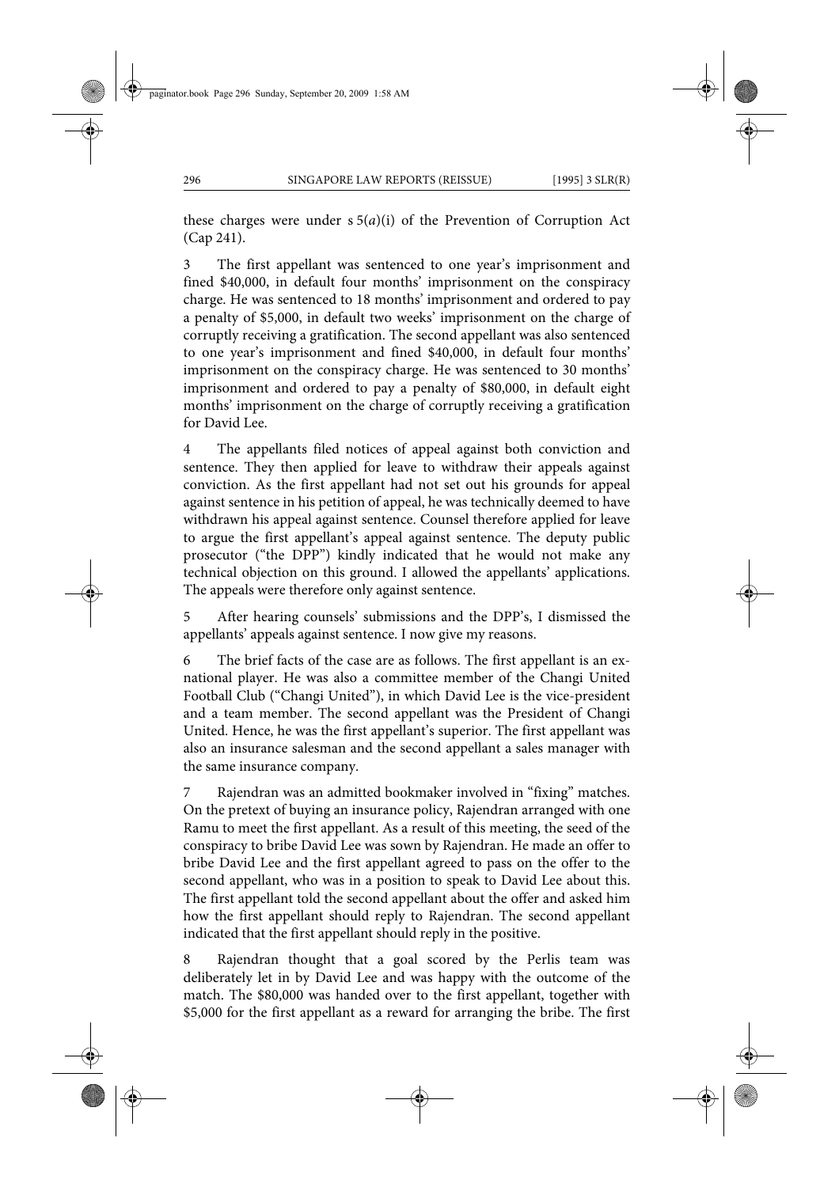these charges were under s 5(*a*)(i) of the Prevention of Corruption Act (Cap 241).

3 The first appellant was sentenced to one year's imprisonment and fined $40,000, in default four months' imprisonment on the conspiracy charge. He was sentenced to 18 months' imprisonment and ordered to pay a penalty of $5,000, in default two weeks' imprisonment on the charge of corruptly receiving a gratification. The second appellant was also sentenced to one year's imprisonment and fined $40,000, in default four months' imprisonment on the conspiracy charge. He was sentenced to 30 months' imprisonment and ordered to pay a penalty of $80,000, in default eight months' imprisonment on the charge of corruptly receiving a gratification for David Lee.

4 The appellants filed notices of appeal against both conviction and sentence. They then applied for leave to withdraw their appeals against conviction. As the first appellant had not set out his grounds for appeal against sentence in his petition of appeal, he was technically deemed to have withdrawn his appeal against sentence. Counsel therefore applied for leave to argue the first appellant's appeal against sentence. The deputy public prosecutor ("the DPP") kindly indicated that he would not make any technical objection on this ground. I allowed the appellants' applications. The appeals were therefore only against sentence.

5 After hearing counsels' submissions and the DPP's, I dismissed the appellants' appeals against sentence. I now give my reasons.

6 The brief facts of the case are as follows. The first appellant is an ex-national player. He was also a committee member of the Changi United Football Club ("Changi United"), in which David Lee is the vice-president and a team member. The second appellant was the President of Changi United. Hence, he was the first appellant's superior. The first appellant was also an insurance salesman and the second appellant a sales manager with the same insurance company.

7 Rajendran was an admitted bookmaker involved in "fixing" matches. On the pretext of buying an insurance policy, Rajendran arranged with one Ramu to meet the first appellant. As a result of this meeting, the seed of the conspiracy to bribe David Lee was sown by Rajendran. He made an offer to bribe David Lee and the first appellant agreed to pass on the offer to the second appellant, who was in a position to speak to David Lee about this. The first appellant told the second appellant about the offer and asked him how the first appellant should reply to Rajendran. The second appellant indicated that the first appellant should reply in the positive.

8 Rajendran thought that a goal scored by the Perlis team was deliberately let in by David Lee and was happy with the outcome of the match. The $80,000 was handed over to the first appellant, together with $5,000 for the first appellant as a reward for arranging the bribe. The first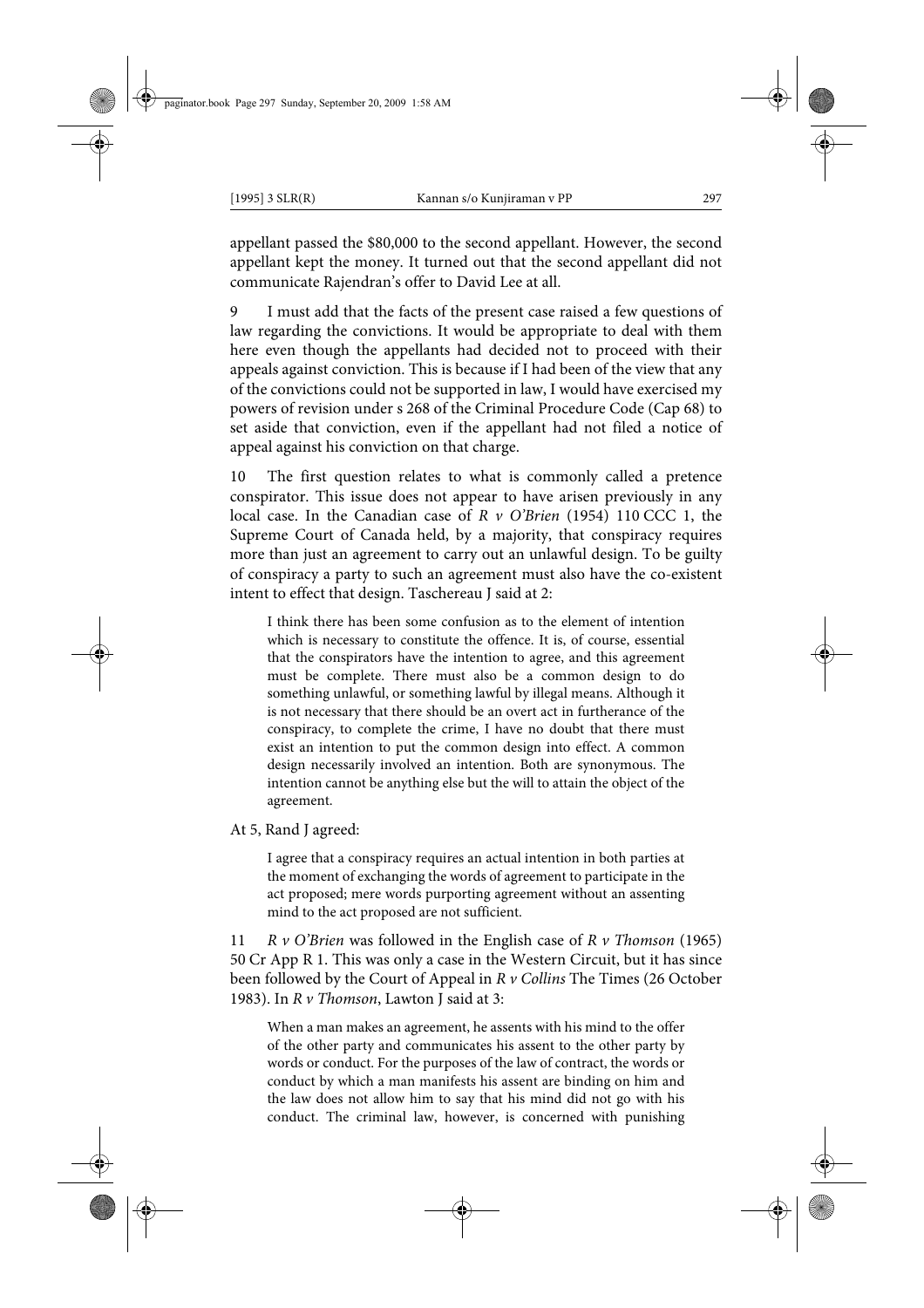appellant passed the $80,000 to the second appellant. However, the second appellant kept the money. It turned out that the second appellant did not communicate Rajendran's offer to David Lee at all.

9 I must add that the facts of the present case raised a few questions of law regarding the convictions. It would be appropriate to deal with them here even though the appellants had decided not to proceed with their appeals against conviction. This is because if I had been of the view that any of the convictions could not be supported in law, I would have exercised my powers of revision under s 268 of the Criminal Procedure Code (Cap 68) to set aside that conviction, even if the appellant had not filed a notice of appeal against his conviction on that charge.

10 The first question relates to what is commonly called a pretence conspirator. This issue does not appear to have arisen previously in any local case. In the Canadian case of *R v O'Brien* (1954) 110 CCC 1, the Supreme Court of Canada held, by a majority, that conspiracy requires more than just an agreement to carry out an unlawful design. To be guilty of conspiracy a party to such an agreement must also have the co-existent intent to effect that design. Taschereau J said at 2:

> I think there has been some confusion as to the element of intention which is necessary to constitute the offence. It is, of course, essential that the conspirators have the intention to agree, and this agreement must be complete. There must also be a common design to do something unlawful, or something lawful by illegal means. Although it is not necessary that there should be an overt act in furtherance of the conspiracy, to complete the crime, I have no doubt that there must exist an intention to put the common design into effect. A common design necessarily involved an intention. Both are synonymous. The intention cannot be anything else but the will to attain the object of the agreement.

At 5, Rand J agreed:

> I agree that a conspiracy requires an actual intention in both parties at the moment of exchanging the words of agreement to participate in the act proposed; mere words purporting agreement without an assenting mind to the act proposed are not sufficient.

11 *R v O'Brien* was followed in the English case of *R v Thomson* (1965) 50 Cr App R 1. This was only a case in the Western Circuit, but it has since been followed by the Court of Appeal in *R v Collins* The Times (26 October 1983). In *R v Thomson*, Lawton J said at 3:

> When a man makes an agreement, he assents with his mind to the offer of the other party and communicates his assent to the other party by words or conduct. For the purposes of the law of contract, the words or conduct by which a man manifests his assent are binding on him and the law does not allow him to say that his mind did not go with his conduct. The criminal law, however, is concerned with punishing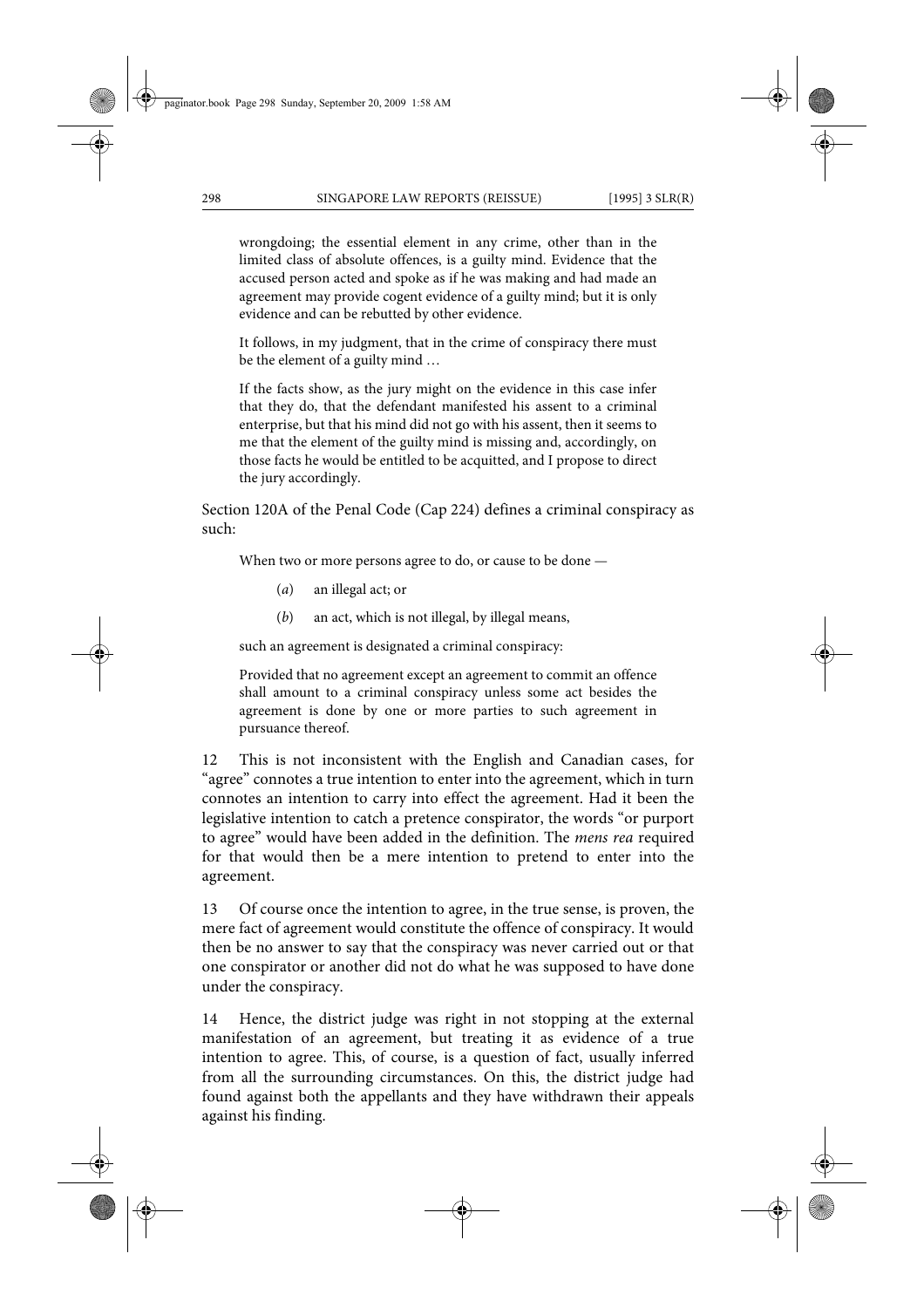> wrongdoing; the essential element in any crime, other than in the limited class of absolute offences, is a guilty mind. Evidence that the accused person acted and spoke as if he was making and had made an agreement may provide cogent evidence of a guilty mind; but it is only evidence and can be rebutted by other evidence.
>
> It follows, in my judgment, that in the crime of conspiracy there must be the element of a guilty mind …
>
> If the facts show, as the jury might on the evidence in this case infer that they do, that the defendant manifested his assent to a criminal enterprise, but that his mind did not go with his assent, then it seems to me that the element of the guilty mind is missing and, accordingly, on those facts he would be entitled to be acquitted, and I propose to direct the jury accordingly.

Section 120A of the Penal Code (Cap 224) defines a criminal conspiracy as such:

> When two or more persons agree to do, or cause to be done —
>
> (*a*) an illegal act; or
>
> (*b*) an act, which is not illegal, by illegal means,
>
> such an agreement is designated a criminal conspiracy:
>
> Provided that no agreement except an agreement to commit an offence shall amount to a criminal conspiracy unless some act besides the agreement is done by one or more parties to such agreement in pursuance thereof.

12 This is not inconsistent with the English and Canadian cases, for "agree" connotes a true intention to enter into the agreement, which in turn connotes an intention to carry into effect the agreement. Had it been the legislative intention to catch a pretence conspirator, the words "or purport to agree" would have been added in the definition. The *mens rea* required for that would then be a mere intention to pretend to enter into the agreement.

13 Of course once the intention to agree, in the true sense, is proven, the mere fact of agreement would constitute the offence of conspiracy. It would then be no answer to say that the conspiracy was never carried out or that one conspirator or another did not do what he was supposed to have done under the conspiracy.

14 Hence, the district judge was right in not stopping at the external manifestation of an agreement, but treating it as evidence of a true intention to agree. This, of course, is a question of fact, usually inferred from all the surrounding circumstances. On this, the district judge had found against both the appellants and they have withdrawn their appeals against his finding.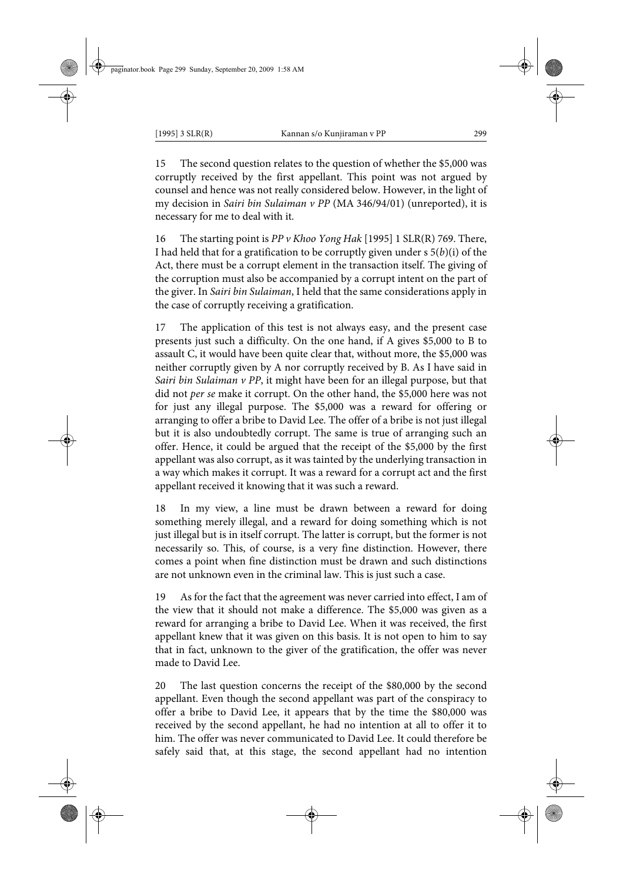15 The second question relates to the question of whether the \$5,000 was corruptly received by the first appellant. This point was not argued by counsel and hence was not really considered below. However, in the light of my decision in *Sairi bin Sulaiman v PP* (MA 346/94/01) (unreported), it is necessary for me to deal with it.

16 The starting point is *PP v Khoo Yong Hak* [1995] 1 SLR(R) 769. There, I had held that for a gratification to be corruptly given under s 5(*b*)(i) of the Act, there must be a corrupt element in the transaction itself. The giving of the corruption must also be accompanied by a corrupt intent on the part of the giver. In *Sairi bin Sulaiman*, I held that the same considerations apply in the case of corruptly receiving a gratification.

17 The application of this test is not always easy, and the present case presents just such a difficulty. On the one hand, if A gives \$5,000 to B to assault C, it would have been quite clear that, without more, the \$5,000 was neither corruptly given by A nor corruptly received by B. As I have said in *Sairi bin Sulaiman v PP*, it might have been for an illegal purpose, but that did not *per se* make it corrupt. On the other hand, the \$5,000 here was not for just any illegal purpose. The \$5,000 was a reward for offering or arranging to offer a bribe to David Lee. The offer of a bribe is not just illegal but it is also undoubtedly corrupt. The same is true of arranging such an offer. Hence, it could be argued that the receipt of the \$5,000 by the first appellant was also corrupt, as it was tainted by the underlying transaction in a way which makes it corrupt. It was a reward for a corrupt act and the first appellant received it knowing that it was such a reward.

18 In my view, a line must be drawn between a reward for doing something merely illegal, and a reward for doing something which is not just illegal but is in itself corrupt. The latter is corrupt, but the former is not necessarily so. This, of course, is a very fine distinction. However, there comes a point when fine distinction must be drawn and such distinctions are not unknown even in the criminal law. This is just such a case.

19 As for the fact that the agreement was never carried into effect, I am of the view that it should not make a difference. The \$5,000 was given as a reward for arranging a bribe to David Lee. When it was received, the first appellant knew that it was given on this basis. It is not open to him to say that in fact, unknown to the giver of the gratification, the offer was never made to David Lee.

20 The last question concerns the receipt of the \$80,000 by the second appellant. Even though the second appellant was part of the conspiracy to offer a bribe to David Lee, it appears that by the time the \$80,000 was received by the second appellant, he had no intention at all to offer it to him. The offer was never communicated to David Lee. It could therefore be safely said that, at this stage, the second appellant had no intention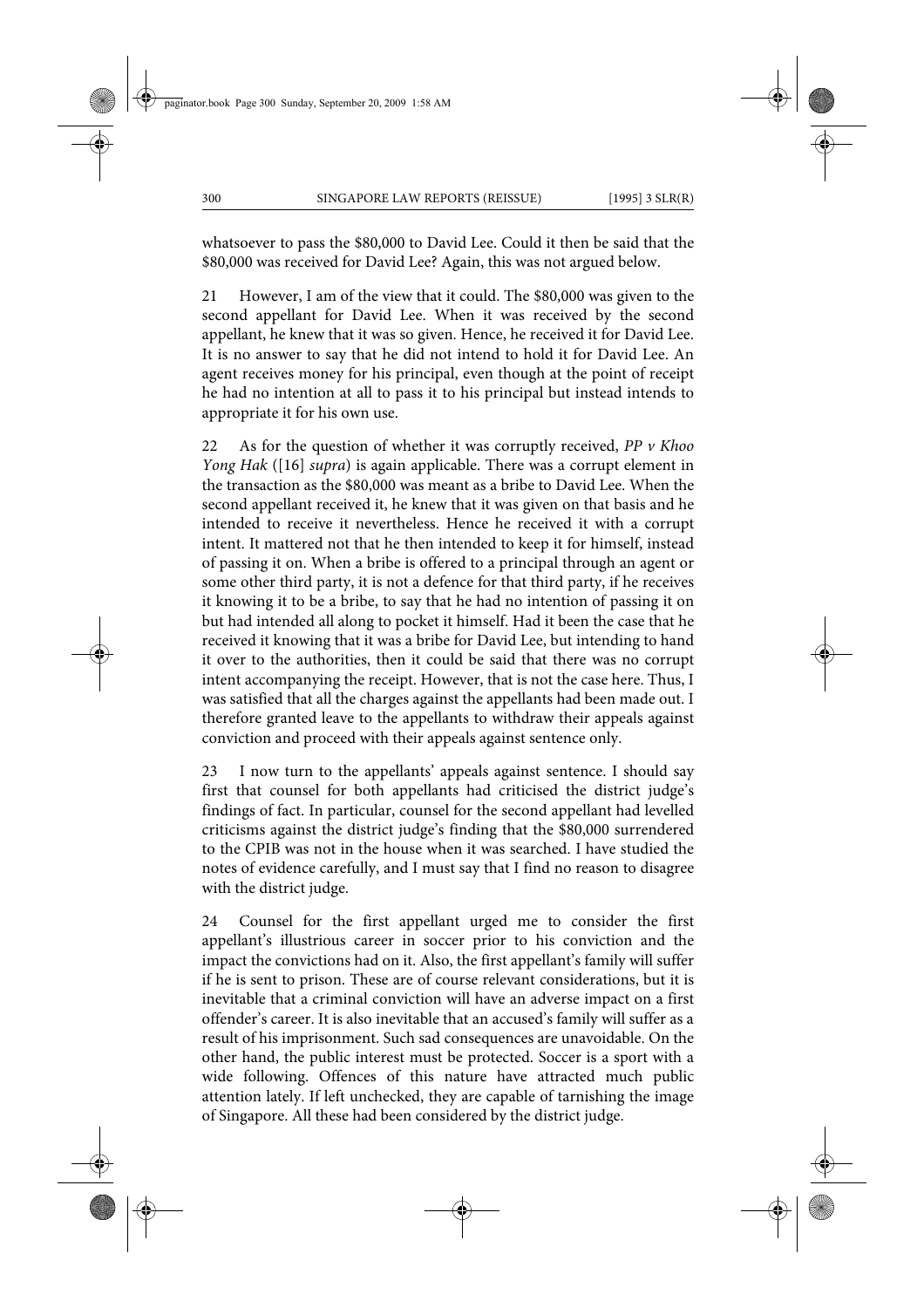whatsoever to pass the $80,000 to David Lee. Could it then be said that the $80,000 was received for David Lee? Again, this was not argued below.

21 However, I am of the view that it could. The $80,000 was given to the second appellant for David Lee. When it was received by the second appellant, he knew that it was so given. Hence, he received it for David Lee. It is no answer to say that he did not intend to hold it for David Lee. An agent receives money for his principal, even though at the point of receipt he had no intention at all to pass it to his principal but instead intends to appropriate it for his own use.

22 As for the question of whether it was corruptly received, *PP v Khoo Yong Hak* ([16] *supra*) is again applicable. There was a corrupt element in the transaction as the $80,000 was meant as a bribe to David Lee. When the second appellant received it, he knew that it was given on that basis and he intended to receive it nevertheless. Hence he received it with a corrupt intent. It mattered not that he then intended to keep it for himself, instead of passing it on. When a bribe is offered to a principal through an agent or some other third party, it is not a defence for that third party, if he receives it knowing it to be a bribe, to say that he had no intention of passing it on but had intended all along to pocket it himself. Had it been the case that he received it knowing that it was a bribe for David Lee, but intending to hand it over to the authorities, then it could be said that there was no corrupt intent accompanying the receipt. However, that is not the case here. Thus, I was satisfied that all the charges against the appellants had been made out. I therefore granted leave to the appellants to withdraw their appeals against conviction and proceed with their appeals against sentence only.

23 I now turn to the appellants' appeals against sentence. I should say first that counsel for both appellants had criticised the district judge's findings of fact. In particular, counsel for the second appellant had levelled criticisms against the district judge's finding that the $80,000 surrendered to the CPIB was not in the house when it was searched. I have studied the notes of evidence carefully, and I must say that I find no reason to disagree with the district judge.

24 Counsel for the first appellant urged me to consider the first appellant's illustrious career in soccer prior to his conviction and the impact the convictions had on it. Also, the first appellant's family will suffer if he is sent to prison. These are of course relevant considerations, but it is inevitable that a criminal conviction will have an adverse impact on a first offender's career. It is also inevitable that an accused's family will suffer as a result of his imprisonment. Such sad consequences are unavoidable. On the other hand, the public interest must be protected. Soccer is a sport with a wide following. Offences of this nature have attracted much public attention lately. If left unchecked, they are capable of tarnishing the image of Singapore. All these had been considered by the district judge.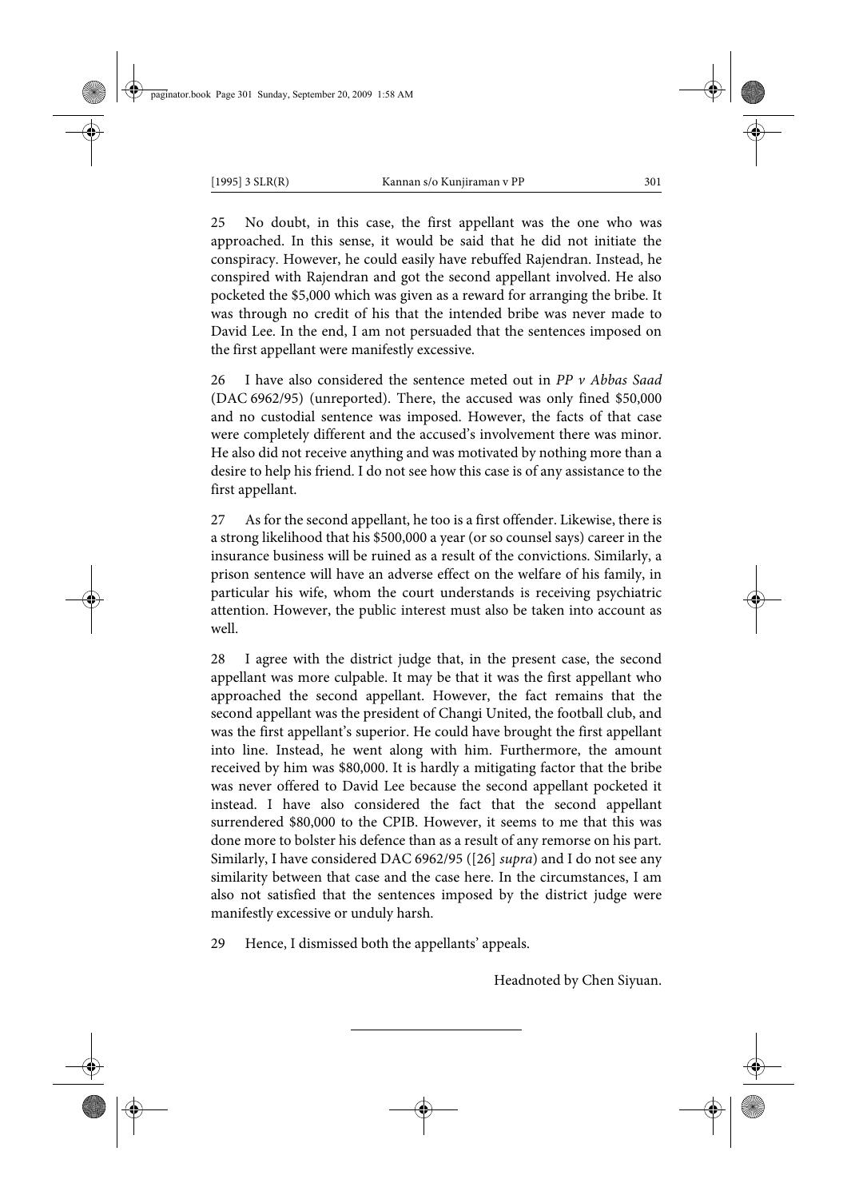25 No doubt, in this case, the first appellant was the one who was approached. In this sense, it would be said that he did not initiate the conspiracy. However, he could easily have rebuffed Rajendran. Instead, he conspired with Rajendran and got the second appellant involved. He also pocketed the $5,000 which was given as a reward for arranging the bribe. It was through no credit of his that the intended bribe was never made to David Lee. In the end, I am not persuaded that the sentences imposed on the first appellant were manifestly excessive.

26 I have also considered the sentence meted out in *PP v Abbas Saad* (DAC 6962/95) (unreported). There, the accused was only fined $50,000 and no custodial sentence was imposed. However, the facts of that case were completely different and the accused's involvement there was minor. He also did not receive anything and was motivated by nothing more than a desire to help his friend. I do not see how this case is of any assistance to the first appellant.

27 As for the second appellant, he too is a first offender. Likewise, there is a strong likelihood that his $500,000 a year (or so counsel says) career in the insurance business will be ruined as a result of the convictions. Similarly, a prison sentence will have an adverse effect on the welfare of his family, in particular his wife, whom the court understands is receiving psychiatric attention. However, the public interest must also be taken into account as well.

28 I agree with the district judge that, in the present case, the second appellant was more culpable. It may be that it was the first appellant who approached the second appellant. However, the fact remains that the second appellant was the president of Changi United, the football club, and was the first appellant's superior. He could have brought the first appellant into line. Instead, he went along with him. Furthermore, the amount received by him was $80,000. It is hardly a mitigating factor that the bribe was never offered to David Lee because the second appellant pocketed it instead. I have also considered the fact that the second appellant surrendered $80,000 to the CPIB. However, it seems to me that this was done more to bolster his defence than as a result of any remorse on his part. Similarly, I have considered DAC 6962/95 ([26] *supra*) and I do not see any similarity between that case and the case here. In the circumstances, I am also not satisfied that the sentences imposed by the district judge were manifestly excessive or unduly harsh.

29 Hence, I dismissed both the appellants' appeals.

Headnoted by Chen Siyuan.